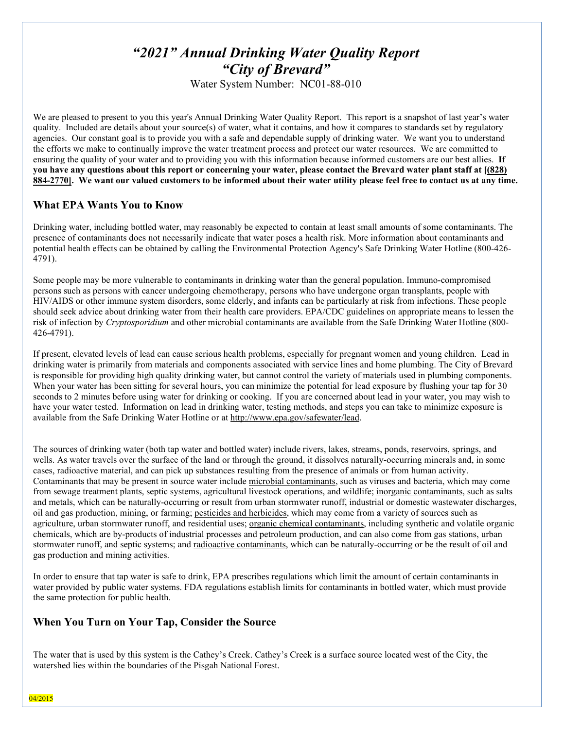# *"2021" Annual Drinking Water Quality Report*
# *"City of Brevard"*

Water System Number: NC01-88-010

We are pleased to present to you this year's Annual Drinking Water Quality Report. This report is a snapshot of last year's water quality. Included are details about your source(s) of water, what it contains, and how it compares to standards set by regulatory agencies. Our constant goal is to provide you with a safe and dependable supply of drinking water. We want you to understand the efforts we make to continually improve the water treatment process and protect our water resources. We are committed to ensuring the quality of your water and to providing you with this information because informed customers are our best allies. **If you have any questions about this report or concerning your water, please contact the Brevard water plant staff at [(828) 884-2770]. We want our valued customers to be informed about their water utility please feel free to contact us at any time.**

## What EPA Wants You to Know

Drinking water, including bottled water, may reasonably be expected to contain at least small amounts of some contaminants. The presence of contaminants does not necessarily indicate that water poses a health risk. More information about contaminants and potential health effects can be obtained by calling the Environmental Protection Agency's Safe Drinking Water Hotline (800-426-4791).

Some people may be more vulnerable to contaminants in drinking water than the general population. Immuno-compromised persons such as persons with cancer undergoing chemotherapy, persons who have undergone organ transplants, people with HIV/AIDS or other immune system disorders, some elderly, and infants can be particularly at risk from infections. These people should seek advice about drinking water from their health care providers. EPA/CDC guidelines on appropriate means to lessen the risk of infection by *Cryptosporidium* and other microbial contaminants are available from the Safe Drinking Water Hotline (800-426-4791).

If present, elevated levels of lead can cause serious health problems, especially for pregnant women and young children. Lead in drinking water is primarily from materials and components associated with service lines and home plumbing. The City of Brevard is responsible for providing high quality drinking water, but cannot control the variety of materials used in plumbing components. When your water has been sitting for several hours, you can minimize the potential for lead exposure by flushing your tap for 30 seconds to 2 minutes before using water for drinking or cooking. If you are concerned about lead in your water, you may wish to have your water tested. Information on lead in drinking water, testing methods, and steps you can take to minimize exposure is available from the Safe Drinking Water Hotline or at http://www.epa.gov/safewater/lead.

The sources of drinking water (both tap water and bottled water) include rivers, lakes, streams, ponds, reservoirs, springs, and wells. As water travels over the surface of the land or through the ground, it dissolves naturally-occurring minerals and, in some cases, radioactive material, and can pick up substances resulting from the presence of animals or from human activity. Contaminants that may be present in source water include microbial contaminants, such as viruses and bacteria, which may come from sewage treatment plants, septic systems, agricultural livestock operations, and wildlife; inorganic contaminants, such as salts and metals, which can be naturally-occurring or result from urban stormwater runoff, industrial or domestic wastewater discharges, oil and gas production, mining, or farming; pesticides and herbicides, which may come from a variety of sources such as agriculture, urban stormwater runoff, and residential uses; organic chemical contaminants, including synthetic and volatile organic chemicals, which are by-products of industrial processes and petroleum production, and can also come from gas stations, urban stormwater runoff, and septic systems; and radioactive contaminants, which can be naturally-occurring or be the result of oil and gas production and mining activities.

In order to ensure that tap water is safe to drink, EPA prescribes regulations which limit the amount of certain contaminants in water provided by public water systems. FDA regulations establish limits for contaminants in bottled water, which must provide the same protection for public health.

## When You Turn on Your Tap, Consider the Source

The water that is used by this system is the Cathey's Creek. Cathey's Creek is a surface source located west of the City, the watershed lies within the boundaries of the Pisgah National Forest.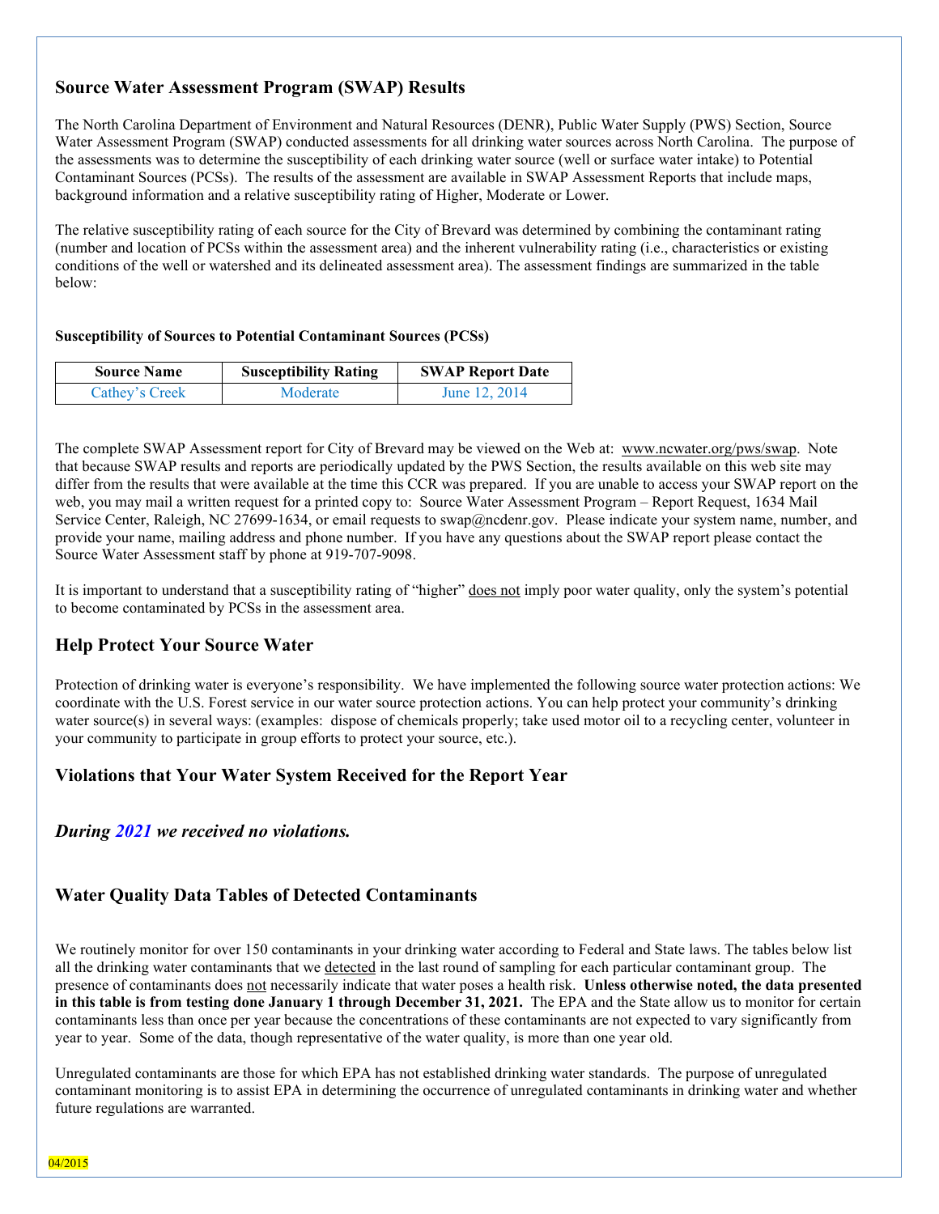## Source Water Assessment Program (SWAP) Results

The North Carolina Department of Environment and Natural Resources (DENR), Public Water Supply (PWS) Section, Source Water Assessment Program (SWAP) conducted assessments for all drinking water sources across North Carolina. The purpose of the assessments was to determine the susceptibility of each drinking water source (well or surface water intake) to Potential Contaminant Sources (PCSs). The results of the assessment are available in SWAP Assessment Reports that include maps, background information and a relative susceptibility rating of Higher, Moderate or Lower.

The relative susceptibility rating of each source for the City of Brevard was determined by combining the contaminant rating (number and location of PCSs within the assessment area) and the inherent vulnerability rating (i.e., characteristics or existing conditions of the well or watershed and its delineated assessment area). The assessment findings are summarized in the table below:

**Susceptibility of Sources to Potential Contaminant Sources (PCSs)**

| Source Name | Susceptibility Rating | SWAP Report Date |
|---|---|---|
| Cathey's Creek | Moderate | June 12, 2014 |

The complete SWAP Assessment report for City of Brevard may be viewed on the Web at: www.ncwater.org/pws/swap. Note that because SWAP results and reports are periodically updated by the PWS Section, the results available on this web site may differ from the results that were available at the time this CCR was prepared. If you are unable to access your SWAP report on the web, you may mail a written request for a printed copy to: Source Water Assessment Program – Report Request, 1634 Mail Service Center, Raleigh, NC 27699-1634, or email requests to swap@ncdenr.gov. Please indicate your system name, number, and provide your name, mailing address and phone number. If you have any questions about the SWAP report please contact the Source Water Assessment staff by phone at 919-707-9098.

It is important to understand that a susceptibility rating of "higher" does not imply poor water quality, only the system's potential to become contaminated by PCSs in the assessment area.

## Help Protect Your Source Water

Protection of drinking water is everyone's responsibility. We have implemented the following source water protection actions: We coordinate with the U.S. Forest service in our water source protection actions. You can help protect your community's drinking water source(s) in several ways: (examples: dispose of chemicals properly; take used motor oil to a recycling center, volunteer in your community to participate in group efforts to protect your source, etc.).

## Violations that Your Water System Received for the Report Year

***During 2021 we received no violations.***

## Water Quality Data Tables of Detected Contaminants

We routinely monitor for over 150 contaminants in your drinking water according to Federal and State laws. The tables below list all the drinking water contaminants that we detected in the last round of sampling for each particular contaminant group. The presence of contaminants does not necessarily indicate that water poses a health risk. **Unless otherwise noted, the data presented in this table is from testing done January 1 through December 31, 2021.** The EPA and the State allow us to monitor for certain contaminants less than once per year because the concentrations of these contaminants are not expected to vary significantly from year to year. Some of the data, though representative of the water quality, is more than one year old.

Unregulated contaminants are those for which EPA has not established drinking water standards. The purpose of unregulated contaminant monitoring is to assist EPA in determining the occurrence of unregulated contaminants in drinking water and whether future regulations are warranted.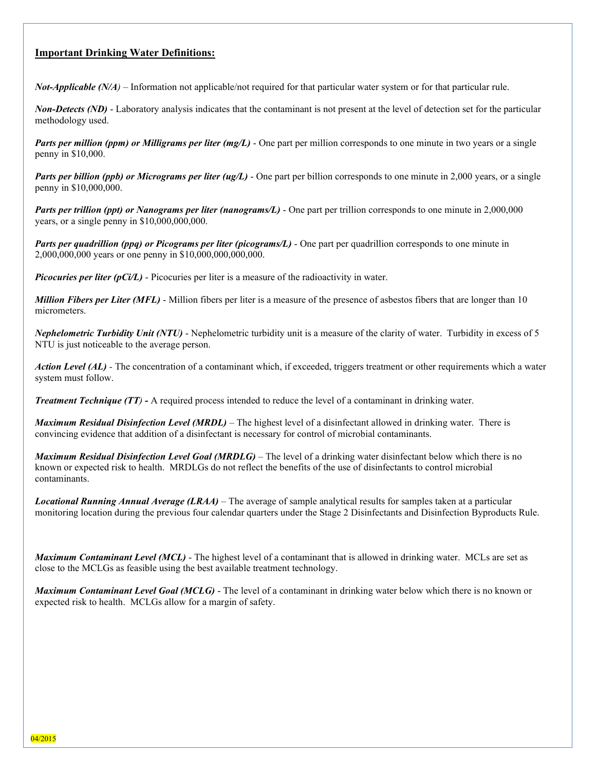## Important Drinking Water Definitions:

***Not-Applicable (N/A)*** – Information not applicable/not required for that particular water system or for that particular rule.

***Non-Detects (ND)*** - Laboratory analysis indicates that the contaminant is not present at the level of detection set for the particular methodology used.

***Parts per million (ppm) or Milligrams per liter (mg/L)*** - One part per million corresponds to one minute in two years or a single penny in $10,000.

***Parts per billion (ppb) or Micrograms per liter (ug/L)*** - One part per billion corresponds to one minute in 2,000 years, or a single penny in $10,000,000.

***Parts per trillion (ppt) or Nanograms per liter (nanograms/L)*** - One part per trillion corresponds to one minute in 2,000,000 years, or a single penny in $10,000,000,000.

***Parts per quadrillion (ppq) or Picograms per liter (picograms/L)*** - One part per quadrillion corresponds to one minute in 2,000,000,000 years or one penny in $10,000,000,000,000.

***Picocuries per liter (pCi/L)*** - Picocuries per liter is a measure of the radioactivity in water.

***Million Fibers per Liter (MFL)*** - Million fibers per liter is a measure of the presence of asbestos fibers that are longer than 10 micrometers.

***Nephelometric Turbidity Unit (NTU)*** - Nephelometric turbidity unit is a measure of the clarity of water. Turbidity in excess of 5 NTU is just noticeable to the average person.

***Action Level (AL)*** - The concentration of a contaminant which, if exceeded, triggers treatment or other requirements which a water system must follow.

***Treatment Technique (TT)*** **-** A required process intended to reduce the level of a contaminant in drinking water.

***Maximum Residual Disinfection Level (MRDL)*** – The highest level of a disinfectant allowed in drinking water. There is convincing evidence that addition of a disinfectant is necessary for control of microbial contaminants.

***Maximum Residual Disinfection Level Goal (MRDLG)*** – The level of a drinking water disinfectant below which there is no known or expected risk to health. MRDLGs do not reflect the benefits of the use of disinfectants to control microbial contaminants.

***Locational Running Annual Average (LRAA)*** – The average of sample analytical results for samples taken at a particular monitoring location during the previous four calendar quarters under the Stage 2 Disinfectants and Disinfection Byproducts Rule.

***Maximum Contaminant Level (MCL)*** - The highest level of a contaminant that is allowed in drinking water. MCLs are set as close to the MCLGs as feasible using the best available treatment technology.

***Maximum Contaminant Level Goal (MCLG)*** - The level of a contaminant in drinking water below which there is no known or expected risk to health. MCLGs allow for a margin of safety.

04/2015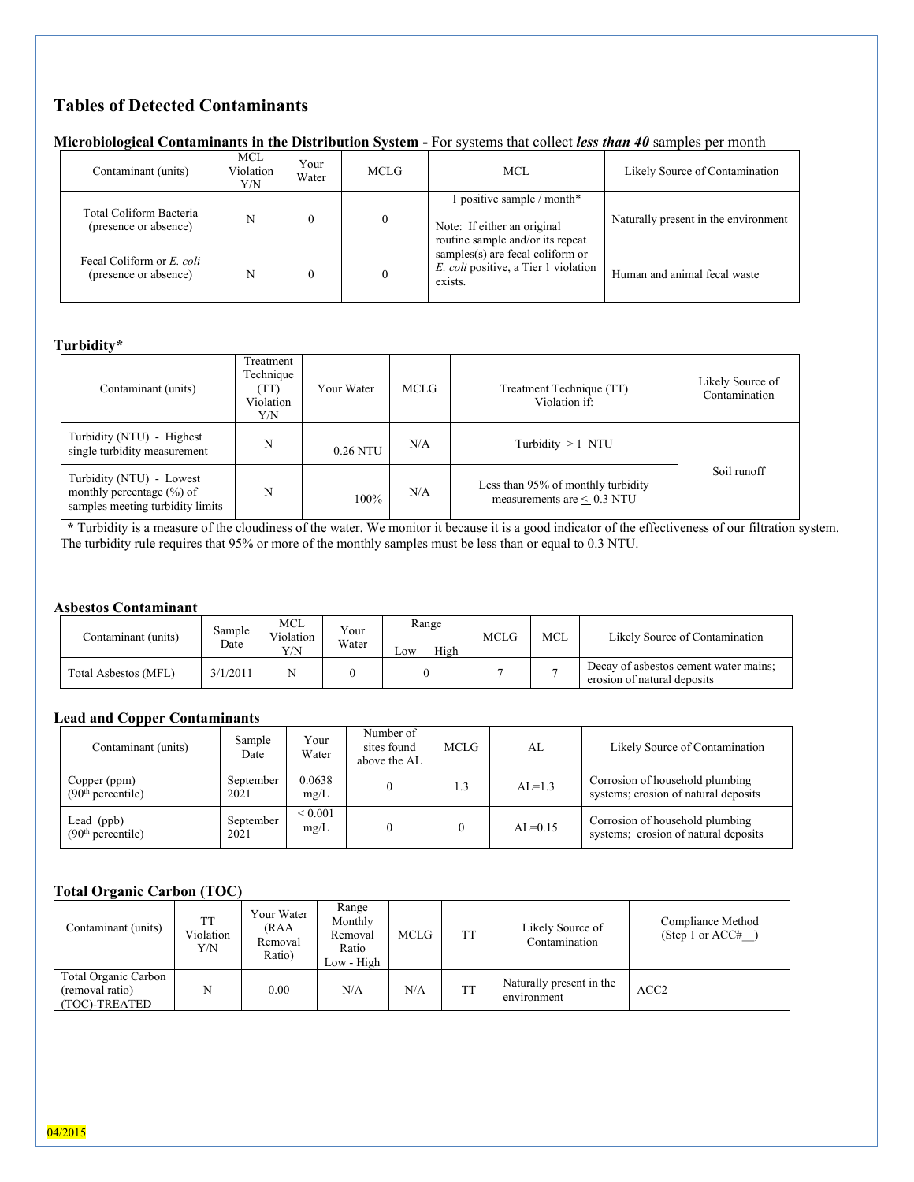## Tables of Detected Contaminants

**Microbiological Contaminants in the Distribution System -** For systems that collect ***less than 40*** samples per month

| Contaminant (units) | MCL Violation Y/N | Your Water | MCLG | MCL | Likely Source of Contamination |
|---|---|---|---|---|---|
| Total Coliform Bacteria (presence or absence) | N | 0 | 0 | 1 positive sample / month* Note: If either an original routine sample and/or its repeat samples(s) are fecal coliform or *E. coli* positive, a Tier 1 violation exists. | Naturally present in the environment |
| Fecal Coliform or *E. coli* (presence or absence) | N | 0 | 0 | | Human and animal fecal waste |

**Turbidity***

| Contaminant (units) | Treatment Technique (TT) Violation Y/N | Your Water | MCLG | Treatment Technique (TT) Violation if: | Likely Source of Contamination |
|---|---|---|---|---|---|
| Turbidity (NTU) - Highest single turbidity measurement | N | 0.26 NTU | N/A | Turbidity > 1 NTU | Soil runoff |
| Turbidity (NTU) - Lowest monthly percentage (%) of samples meeting turbidity limits | N | 100% | N/A | Less than 95% of monthly turbidity measurements are ≤ 0.3 NTU | |

**\*** Turbidity is a measure of the cloudiness of the water. We monitor it because it is a good indicator of the effectiveness of our filtration system. The turbidity rule requires that 95% or more of the monthly samples must be less than or equal to 0.3 NTU.

**Asbestos Contaminant**

| Contaminant (units) | Sample Date | MCL Violation Y/N | Your Water | Range Low High | MCLG | MCL | Likely Source of Contamination |
|---|---|---|---|---|---|---|---|
| Total Asbestos (MFL) | 3/1/2011 | N | 0 | 0 | 7 | 7 | Decay of asbestos cement water mains; erosion of natural deposits |

**Lead and Copper Contaminants**

| Contaminant (units) | Sample Date | Your Water | Number of sites found above the AL | MCLG | AL | Likely Source of Contamination |
|---|---|---|---|---|---|---|
| Copper (ppm) (90th percentile) | September 2021 | 0.0638 mg/L | 0 | 1.3 | AL=1.3 | Corrosion of household plumbing systems; erosion of natural deposits |
| Lead (ppb) (90th percentile) | September 2021 | < 0.001 mg/L | 0 | 0 | AL=0.15 | Corrosion of household plumbing systems; erosion of natural deposits |

**Total Organic Carbon (TOC)**

| Contaminant (units) | TT Violation Y/N | Your Water (RAA Removal Ratio) | Range Monthly Removal Ratio Low - High | MCLG | TT | Likely Source of Contamination | Compliance Method (Step 1 or ACC#__) |
|---|---|---|---|---|---|---|---|
| Total Organic Carbon (removal ratio) (TOC)-TREATED | N | 0.00 | N/A | N/A | TT | Naturally present in the environment | ACC2 |

04/2015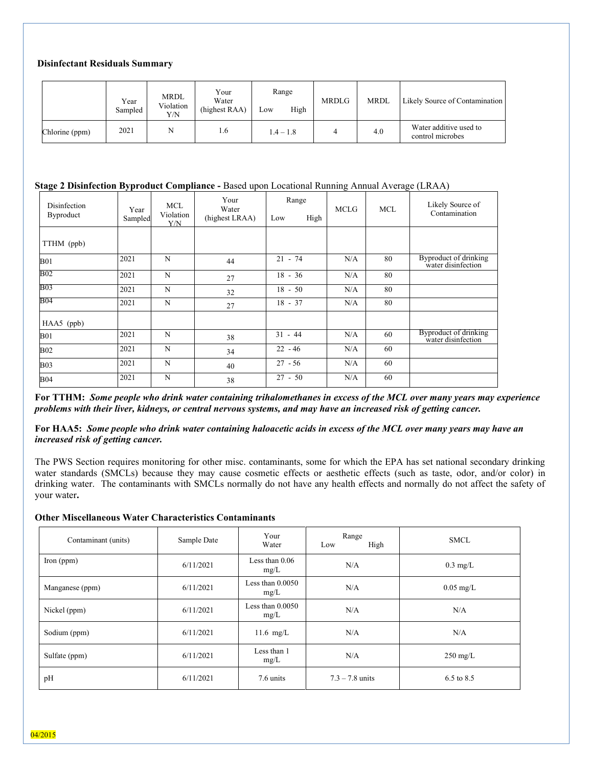**Disinfectant Residuals Summary**

| | Year Sampled | MRDL Violation Y/N | Your Water (highest RAA) | Range Low High | MRDLG | MRDL | Likely Source of Contamination |
|---|---|---|---|---|---|---|---|
| Chlorine (ppm) | 2021 | N | 1.6 | 1.4 – 1.8 | 4 | 4.0 | Water additive used to control microbes |

**Stage 2 Disinfection Byproduct Compliance -** Based upon Locational Running Annual Average (LRAA)

| Disinfection Byproduct | Year Sampled | MCL Violation Y/N | Your Water (highest LRAA) | Range Low High | MCLG | MCL | Likely Source of Contamination |
|---|---|---|---|---|---|---|---|
| TTHM (ppb) | | | | | | | |
| B01 | 2021 | N | 44 | 21 - 74 | N/A | 80 | Byproduct of drinking water disinfection |
| B02 | 2021 | N | 27 | 18 - 36 | N/A | 80 | |
| B03 | 2021 | N | 32 | 18 - 50 | N/A | 80 | |
| B04 | 2021 | N | 27 | 18 - 37 | N/A | 80 | |
| HAA5 (ppb) | | | | | | | |
| B01 | 2021 | N | 38 | 31 - 44 | N/A | 60 | Byproduct of drinking water disinfection |
| B02 | 2021 | N | 34 | 22 - 46 | N/A | 60 | |
| B03 | 2021 | N | 40 | 27 - 56 | N/A | 60 | |
| B04 | 2021 | N | 38 | 27 - 50 | N/A | 60 | |

**For TTHM:** ***Some people who drink water containing trihalomethanes in excess of the MCL over many years may experience problems with their liver, kidneys, or central nervous systems, and may have an increased risk of getting cancer.***

**For HAA5:** ***Some people who drink water containing haloacetic acids in excess of the MCL over many years may have an increased risk of getting cancer.***

The PWS Section requires monitoring for other misc. contaminants, some for which the EPA has set national secondary drinking water standards (SMCLs) because they may cause cosmetic effects or aesthetic effects (such as taste, odor, and/or color) in drinking water. The contaminants with SMCLs normally do not have any health effects and normally do not affect the safety of your water**.**

**Other Miscellaneous Water Characteristics Contaminants**

| Contaminant (units) | Sample Date | Your Water | Range Low High | SMCL |
|---|---|---|---|---|
| Iron (ppm) | 6/11/2021 | Less than 0.06 mg/L | N/A | 0.3 mg/L |
| Manganese (ppm) | 6/11/2021 | Less than 0.0050 mg/L | N/A | 0.05 mg/L |
| Nickel (ppm) | 6/11/2021 | Less than 0.0050 mg/L | N/A | N/A |
| Sodium (ppm) | 6/11/2021 | 11.6 mg/L | N/A | N/A |
| Sulfate (ppm) | 6/11/2021 | Less than 1 mg/L | N/A | 250 mg/L |
| pH | 6/11/2021 | 7.6 units | 7.3 – 7.8 units | 6.5 to 8.5 |

04/2015